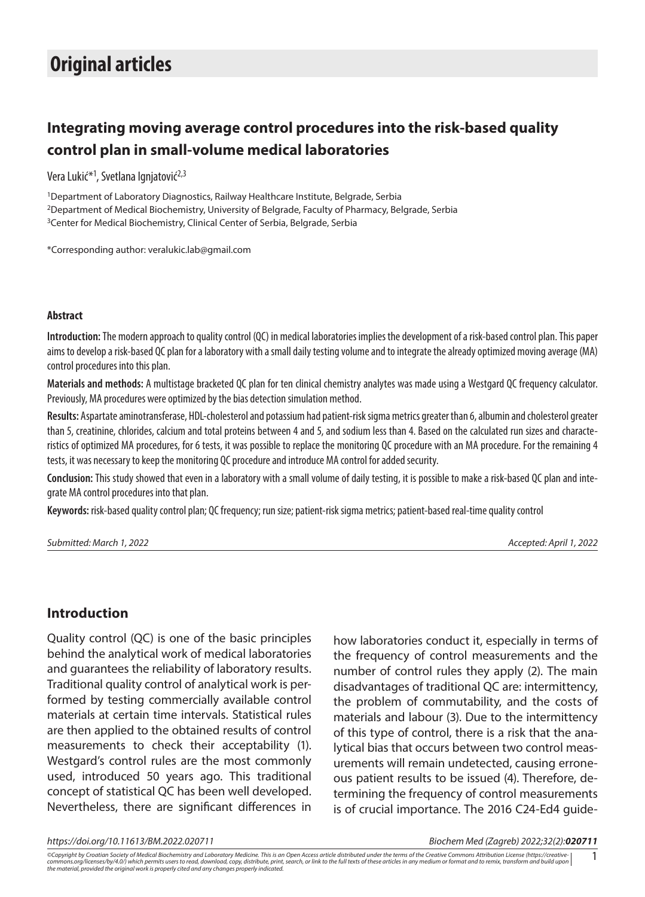# Original articles

## Integrating moving average control procedures into the risk-based quality control plan in small-volume medical laboratories

Vera Lukić*[1], Svetlana Ignjatović[2,3]

[1]Department of Laboratory Diagnostics, Railway Healthcare Institute, Belgrade, Serbia
[2]Department of Medical Biochemistry, University of Belgrade, Faculty of Pharmacy, Belgrade, Serbia
[3]Center for Medical Biochemistry, Clinical Center of Serbia, Belgrade, Serbia

*Corresponding author: veralukic.lab@gmail.com

### Abstract

**Introduction:** The modern approach to quality control (QC) in medical laboratories implies the development of a risk-based control plan. This paper aims to develop a risk-based QC plan for a laboratory with a small daily testing volume and to integrate the already optimized moving average (MA) control procedures into this plan.

**Materials and methods:** A multistage bracketed QC plan for ten clinical chemistry analytes was made using a Westgard QC frequency calculator. Previously, MA procedures were optimized by the bias detection simulation method.

**Results:** Aspartate aminotransferase, HDL-cholesterol and potassium had patient-risk sigma metrics greater than 6, albumin and cholesterol greater than 5, creatinine, chlorides, calcium and total proteins between 4 and 5, and sodium less than 4. Based on the calculated run sizes and characteristics of optimized MA procedures, for 6 tests, it was possible to replace the monitoring QC procedure with an MA procedure. For the remaining 4 tests, it was necessary to keep the monitoring QC procedure and introduce MA control for added security.

**Conclusion:** This study showed that even in a laboratory with a small volume of daily testing, it is possible to make a risk-based QC plan and integrate MA control procedures into that plan.

**Keywords:** risk-based quality control plan; QC frequency; run size; patient-risk sigma metrics; patient-based real-time quality control

*Submitted: March 1, 2022* *Accepted: April 1, 2022*

## Introduction

Quality control (QC) is one of the basic principles behind the analytical work of medical laboratories and guarantees the reliability of laboratory results. Traditional quality control of analytical work is performed by testing commercially available control materials at certain time intervals. Statistical rules are then applied to the obtained results of control measurements to check their acceptability (1). Westgard's control rules are the most commonly used, introduced 50 years ago. This traditional concept of statistical QC has been well developed. Nevertheless, there are significant differences in how laboratories conduct it, especially in terms of the frequency of control measurements and the number of control rules they apply (2). The main disadvantages of traditional QC are: intermittency, the problem of commutability, and the costs of materials and labour (3). Due to the intermittency of this type of control, there is a risk that the analytical bias that occurs between two control measurements will remain undetected, causing erroneous patient results to be issued (4). Therefore, determining the frequency of control measurements is of crucial importance. The 2016 C24-Ed4 guide-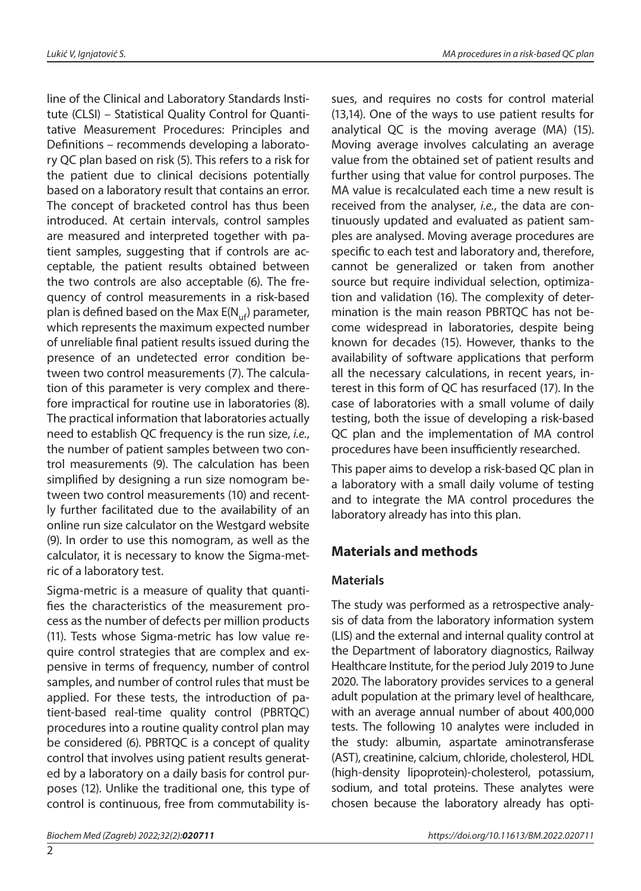line of the Clinical and Laboratory Standards Institute (CLSI) – Statistical Quality Control for Quantitative Measurement Procedures: Principles and Definitions – recommends developing a laboratory QC plan based on risk (5). This refers to a risk for the patient due to clinical decisions potentially based on a laboratory result that contains an error. The concept of bracketed control has thus been introduced. At certain intervals, control samples are measured and interpreted together with patient samples, suggesting that if controls are acceptable, the patient results obtained between the two controls are also acceptable (6). The frequency of control measurements in a risk-based plan is defined based on the Max $E(N_{uf})$ parameter, which represents the maximum expected number of unreliable final patient results issued during the presence of an undetected error condition between two control measurements (7). The calculation of this parameter is very complex and therefore impractical for routine use in laboratories (8). The practical information that laboratories actually need to establish QC frequency is the run size, *i.e.*, the number of patient samples between two control measurements (9). The calculation has been simplified by designing a run size nomogram between two control measurements (10) and recently further facilitated due to the availability of an online run size calculator on the Westgard website (9). In order to use this nomogram, as well as the calculator, it is necessary to know the Sigma-metric of a laboratory test.

Sigma-metric is a measure of quality that quantifies the characteristics of the measurement process as the number of defects per million products (11). Tests whose Sigma-metric has low value require control strategies that are complex and expensive in terms of frequency, number of control samples, and number of control rules that must be applied. For these tests, the introduction of patient-based real-time quality control (PBRTQC) procedures into a routine quality control plan may be considered (6). PBRTQC is a concept of quality control that involves using patient results generated by a laboratory on a daily basis for control purposes (12). Unlike the traditional one, this type of control is continuous, free from commutability issues, and requires no costs for control material (13,14). One of the ways to use patient results for analytical QC is the moving average (MA) (15). Moving average involves calculating an average value from the obtained set of patient results and further using that value for control purposes. The MA value is recalculated each time a new result is received from the analyser, *i.e.*, the data are continuously updated and evaluated as patient samples are analysed. Moving average procedures are specific to each test and laboratory and, therefore, cannot be generalized or taken from another source but require individual selection, optimization and validation (16). The complexity of determination is the main reason PBRTQC has not become widespread in laboratories, despite being known for decades (15). However, thanks to the availability of software applications that perform all the necessary calculations, in recent years, interest in this form of QC has resurfaced (17). In the case of laboratories with a small volume of daily testing, both the issue of developing a risk-based QC plan and the implementation of MA control procedures have been insufficiently researched.

This paper aims to develop a risk-based QC plan in a laboratory with a small daily volume of testing and to integrate the MA control procedures the laboratory already has into this plan.

## Materials and methods

### Materials

The study was performed as a retrospective analysis of data from the laboratory information system (LIS) and the external and internal quality control at the Department of laboratory diagnostics, Railway Healthcare Institute, for the period July 2019 to June 2020. The laboratory provides services to a general adult population at the primary level of healthcare, with an average annual number of about 400,000 tests. The following 10 analytes were included in the study: albumin, aspartate aminotransferase (AST), creatinine, calcium, chloride, cholesterol, HDL (high-density lipoprotein)-cholesterol, potassium, sodium, and total proteins. These analytes were chosen because the laboratory already has opti-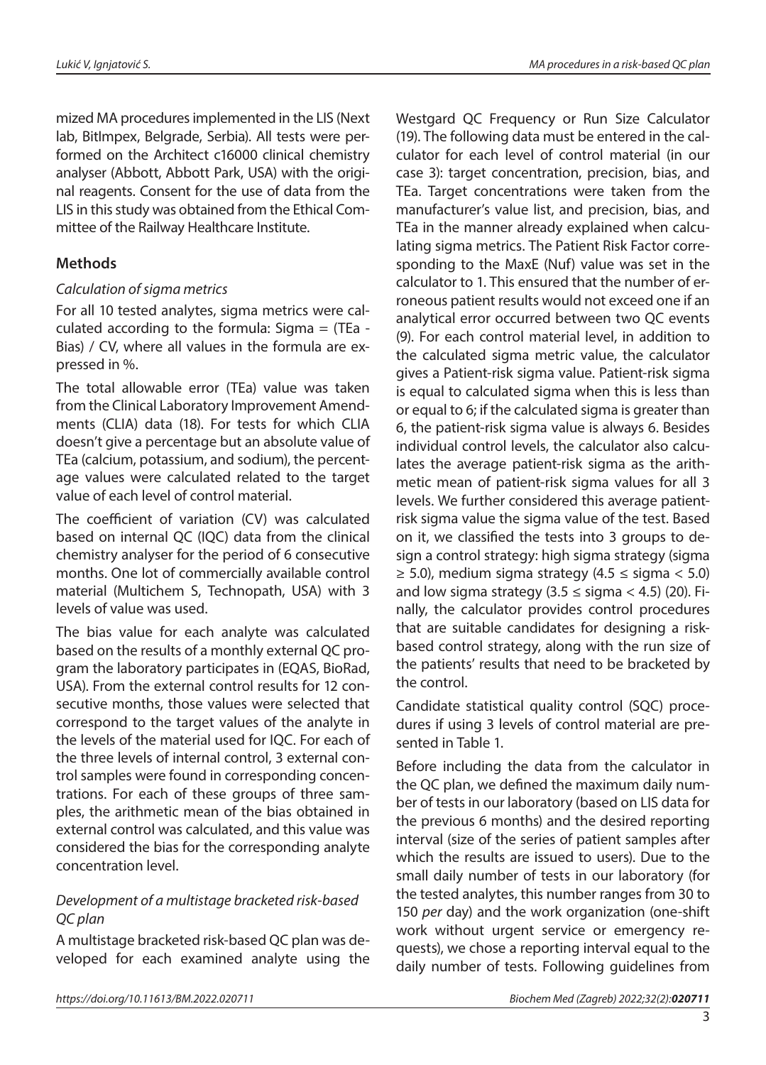mized MA procedures implemented in the LIS (Next lab, BitImpex, Belgrade, Serbia). All tests were performed on the Architect c16000 clinical chemistry analyser (Abbott, Abbott Park, USA) with the original reagents. Consent for the use of data from the LIS in this study was obtained from the Ethical Committee of the Railway Healthcare Institute.

## Methods

### *Calculation of sigma metrics*

For all 10 tested analytes, sigma metrics were calculated according to the formula: Sigma = (TEa - Bias) / CV, where all values in the formula are expressed in %.

The total allowable error (TEa) value was taken from the Clinical Laboratory Improvement Amendments (CLIA) data (18). For tests for which CLIA doesn't give a percentage but an absolute value of TEa (calcium, potassium, and sodium), the percentage values were calculated related to the target value of each level of control material.

The coefficient of variation (CV) was calculated based on internal QC (IQC) data from the clinical chemistry analyser for the period of 6 consecutive months. One lot of commercially available control material (Multichem S, Technopath, USA) with 3 levels of value was used.

The bias value for each analyte was calculated based on the results of a monthly external QC program the laboratory participates in (EQAS, BioRad, USA). From the external control results for 12 consecutive months, those values were selected that correspond to the target values of the analyte in the levels of the material used for IQC. For each of the three levels of internal control, 3 external control samples were found in corresponding concentrations. For each of these groups of three samples, the arithmetic mean of the bias obtained in external control was calculated, and this value was considered the bias for the corresponding analyte concentration level.

### *Development of a multistage bracketed risk-based QC plan*

A multistage bracketed risk-based QC plan was developed for each examined analyte using the Westgard QC Frequency or Run Size Calculator (19). The following data must be entered in the calculator for each level of control material (in our case 3): target concentration, precision, bias, and TEa. Target concentrations were taken from the manufacturer's value list, and precision, bias, and TEa in the manner already explained when calculating sigma metrics. The Patient Risk Factor corresponding to the MaxE (Nuf) value was set in the calculator to 1. This ensured that the number of erroneous patient results would not exceed one if an analytical error occurred between two QC events (9). For each control material level, in addition to the calculated sigma metric value, the calculator gives a Patient-risk sigma value. Patient-risk sigma is equal to calculated sigma when this is less than or equal to 6; if the calculated sigma is greater than 6, the patient-risk sigma value is always 6. Besides individual control levels, the calculator also calculates the average patient-risk sigma as the arithmetic mean of patient-risk sigma values for all 3 levels. We further considered this average patient-risk sigma value the sigma value of the test. Based on it, we classified the tests into 3 groups to design a control strategy: high sigma strategy (sigma ≥ 5.0), medium sigma strategy (4.5 ≤ sigma < 5.0) and low sigma strategy (3.5 ≤ sigma < 4.5) (20). Finally, the calculator provides control procedures that are suitable candidates for designing a risk-based control strategy, along with the run size of the patients' results that need to be bracketed by the control.

Candidate statistical quality control (SQC) procedures if using 3 levels of control material are presented in Table 1.

Before including the data from the calculator in the QC plan, we defined the maximum daily number of tests in our laboratory (based on LIS data for the previous 6 months) and the desired reporting interval (size of the series of patient samples after which the results are issued to users). Due to the small daily number of tests in our laboratory (for the tested analytes, this number ranges from 30 to 150 *per* day) and the work organization (one-shift work without urgent service or emergency requests), we chose a reporting interval equal to the daily number of tests. Following guidelines from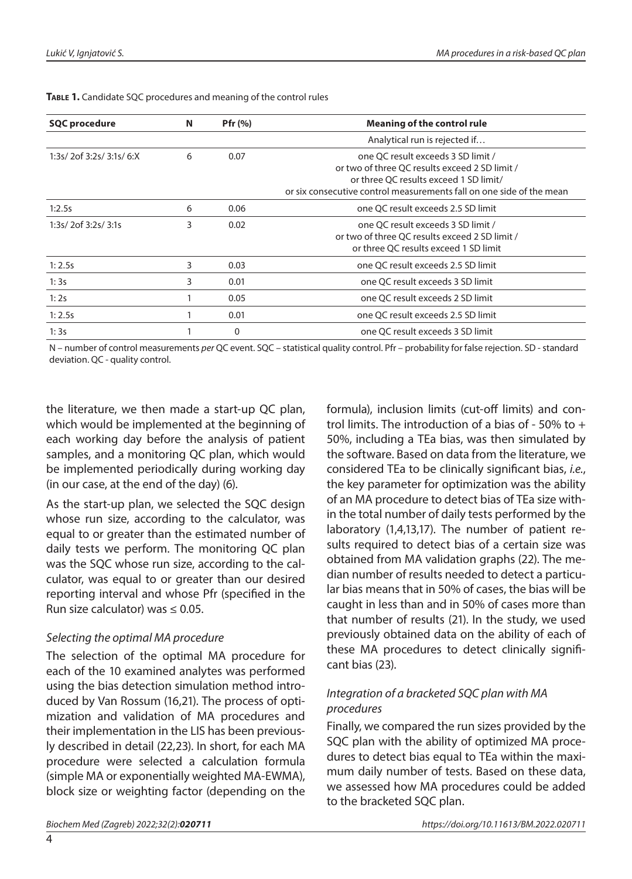**Table 1.** Candidate SQC procedures and meaning of the control rules

| SQC procedure | N | Pfr (%) | Meaning of the control rule |
|---|---|---|---|
| | | | Analytical run is rejected if… |
| 1:3s/ 2of 3:2s/ 3:1s/ 6:X | 6 | 0.07 | one QC result exceeds 3 SD limit / or two of three QC results exceed 2 SD limit / or three QC results exceed 1 SD limit/ or six consecutive control measurements fall on one side of the mean |
| 1:2.5s | 6 | 0.06 | one QC result exceeds 2.5 SD limit |
| 1:3s/ 2of 3:2s/ 3:1s | 3 | 0.02 | one QC result exceeds 3 SD limit / or two of three QC results exceed 2 SD limit / or three QC results exceed 1 SD limit |
| 1: 2.5s | 3 | 0.03 | one QC result exceeds 2.5 SD limit |
| 1: 3s | 3 | 0.01 | one QC result exceeds 3 SD limit |
| 1: 2s | 1 | 0.05 | one QC result exceeds 2 SD limit |
| 1: 2.5s | 1 | 0.01 | one QC result exceeds 2.5 SD limit |
| 1: 3s | 1 | 0 | one QC result exceeds 3 SD limit |

N – number of control measurements *per* QC event. SQC – statistical quality control. Pfr – probability for false rejection. SD - standard deviation. QC - quality control.

the literature, we then made a start-up QC plan, which would be implemented at the beginning of each working day before the analysis of patient samples, and a monitoring QC plan, which would be implemented periodically during working day (in our case, at the end of the day) (6).

As the start-up plan, we selected the SQC design whose run size, according to the calculator, was equal to or greater than the estimated number of daily tests we perform. The monitoring QC plan was the SQC whose run size, according to the calculator, was equal to or greater than our desired reporting interval and whose Pfr (specified in the Run size calculator) was ≤ 0.05.

### *Selecting the optimal MA procedure*

The selection of the optimal MA procedure for each of the 10 examined analytes was performed using the bias detection simulation method introduced by Van Rossum (16,21). The process of optimization and validation of MA procedures and their implementation in the LIS has been previously described in detail (22,23). In short, for each MA procedure were selected a calculation formula (simple MA or exponentially weighted MA-EWMA), block size or weighting factor (depending on the formula), inclusion limits (cut-off limits) and control limits. The introduction of a bias of - 50% to + 50%, including a TEa bias, was then simulated by the software. Based on data from the literature, we considered TEa to be clinically significant bias, *i.e.*, the key parameter for optimization was the ability of an MA procedure to detect bias of TEa size within the total number of daily tests performed by the laboratory (1,4,13,17). The number of patient results required to detect bias of a certain size was obtained from MA validation graphs (22). The median number of results needed to detect a particular bias means that in 50% of cases, the bias will be caught in less than and in 50% of cases more than that number of results (21). In the study, we used previously obtained data on the ability of each of these MA procedures to detect clinically significant bias (23).

### *Integration of a bracketed SQC plan with MA procedures*

Finally, we compared the run sizes provided by the SQC plan with the ability of optimized MA procedures to detect bias equal to TEa within the maximum daily number of tests. Based on these data, we assessed how MA procedures could be added to the bracketed SQC plan.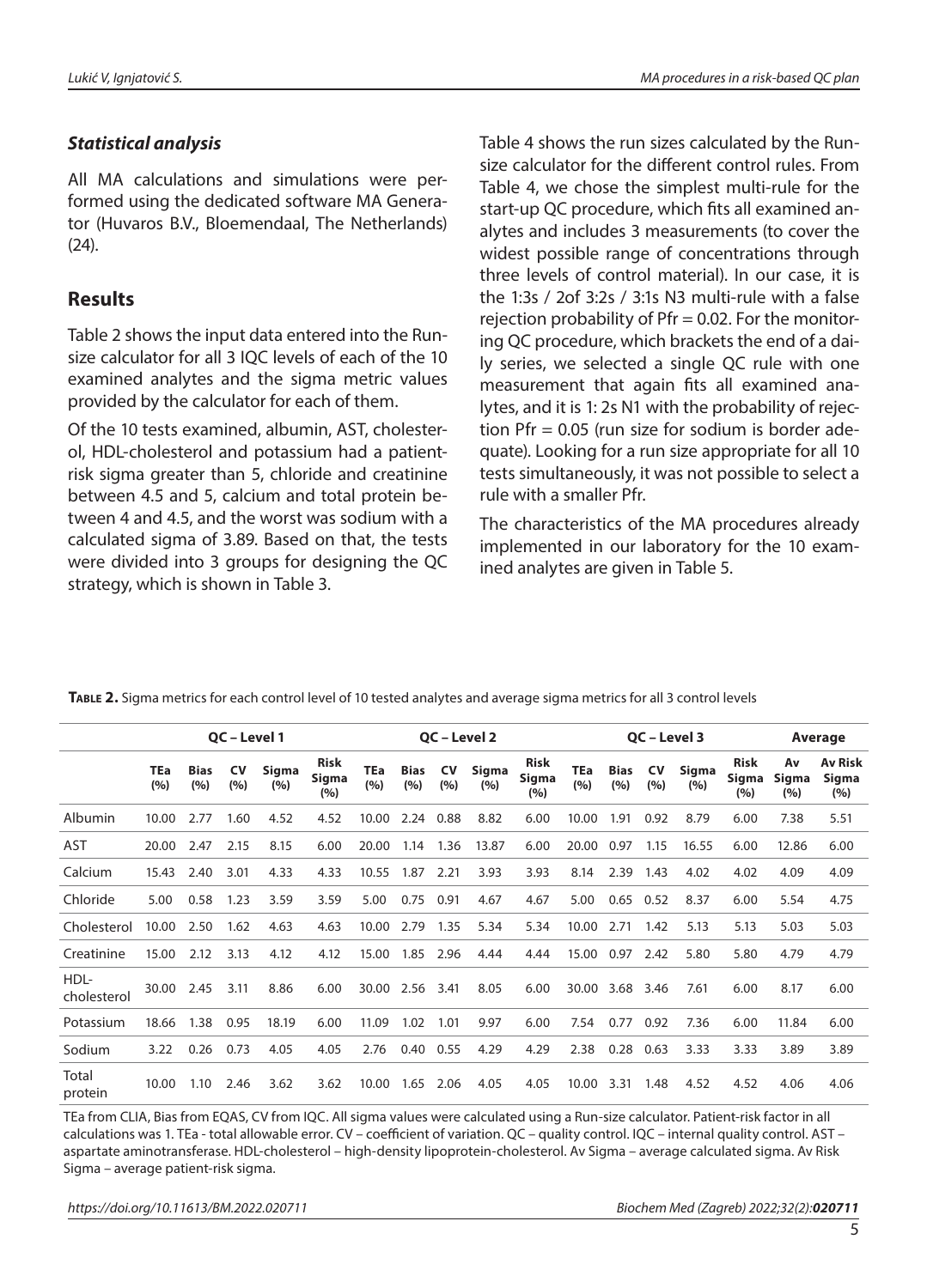### Statistical analysis

All MA calculations and simulations were performed using the dedicated software MA Generator (Huvaros B.V., Bloemendaal, The Netherlands) (24).

## Results

Table 2 shows the input data entered into the Runsize calculator for all 3 IQC levels of each of the 10 examined analytes and the sigma metric values provided by the calculator for each of them.

Of the 10 tests examined, albumin, AST, cholesterol, HDL-cholesterol and potassium had a patient-risk sigma greater than 5, chloride and creatinine between 4.5 and 5, calcium and total protein between 4 and 4.5, and the worst was sodium with a calculated sigma of 3.89. Based on that, the tests were divided into 3 groups for designing the QC strategy, which is shown in Table 3.

Table 4 shows the run sizes calculated by the Runsize calculator for the different control rules. From Table 4, we chose the simplest multi-rule for the start-up QC procedure, which fits all examined analytes and includes 3 measurements (to cover the widest possible range of concentrations through three levels of control material). In our case, it is the 1:3s / 2of 3:2s / 3:1s N3 multi-rule with a false rejection probability of Pfr = 0.02. For the monitoring QC procedure, which brackets the end of a daily series, we selected a single QC rule with one measurement that again fits all examined analytes, and it is 1: 2s N1 with the probability of rejection Pfr = 0.05 (run size for sodium is border adequate). Looking for a run size appropriate for all 10 tests simultaneously, it was not possible to select a rule with a smaller Pfr.

The characteristics of the MA procedures already implemented in our laboratory for the 10 examined analytes are given in Table 5.

**Table 2.** Sigma metrics for each control level of 10 tested analytes and average sigma metrics for all 3 control levels

| | QC – Level 1 | | | | | QC – Level 2 | | | | | QC – Level 3 | | | | | Average | |
|---|---|---|---|---|---|---|---|---|---|---|---|---|---|---|---|---|---|
| | TEa (%) | Bias (%) | CV (%) | Sigma (%) | Risk Sigma (%) | TEa (%) | Bias (%) | CV (%) | Sigma (%) | Risk Sigma (%) | TEa (%) | Bias (%) | CV (%) | Sigma (%) | Risk Sigma (%) | Av Sigma (%) | Av Risk Sigma (%) |
| Albumin | 10.00 | 2.77 | 1.60 | 4.52 | 4.52 | 10.00 | 2.24 | 0.88 | 8.82 | 6.00 | 10.00 | 1.91 | 0.92 | 8.79 | 6.00 | 7.38 | 5.51 |
| AST | 20.00 | 2.47 | 2.15 | 8.15 | 6.00 | 20.00 | 1.14 | 1.36 | 13.87 | 6.00 | 20.00 | 0.97 | 1.15 | 16.55 | 6.00 | 12.86 | 6.00 |
| Calcium | 15.43 | 2.40 | 3.01 | 4.33 | 4.33 | 10.55 | 1.87 | 2.21 | 3.93 | 3.93 | 8.14 | 2.39 | 1.43 | 4.02 | 4.02 | 4.09 | 4.09 |
| Chloride | 5.00 | 0.58 | 1.23 | 3.59 | 3.59 | 5.00 | 0.75 | 0.91 | 4.67 | 4.67 | 5.00 | 0.65 | 0.52 | 8.37 | 6.00 | 5.54 | 4.75 |
| Cholesterol | 10.00 | 2.50 | 1.62 | 4.63 | 4.63 | 10.00 | 2.79 | 1.35 | 5.34 | 5.34 | 10.00 | 2.71 | 1.42 | 5.13 | 5.13 | 5.03 | 5.03 |
| Creatinine | 15.00 | 2.12 | 3.13 | 4.12 | 4.12 | 15.00 | 1.85 | 2.96 | 4.44 | 4.44 | 15.00 | 0.97 | 2.42 | 5.80 | 5.80 | 4.79 | 4.79 |
| HDL-cholesterol | 30.00 | 2.45 | 3.11 | 8.86 | 6.00 | 30.00 | 2.56 | 3.41 | 8.05 | 6.00 | 30.00 | 3.68 | 3.46 | 7.61 | 6.00 | 8.17 | 6.00 |
| Potassium | 18.66 | 1.38 | 0.95 | 18.19 | 6.00 | 11.09 | 1.02 | 1.01 | 9.97 | 6.00 | 7.54 | 0.77 | 0.92 | 7.36 | 6.00 | 11.84 | 6.00 |
| Sodium | 3.22 | 0.26 | 0.73 | 4.05 | 4.05 | 2.76 | 0.40 | 0.55 | 4.29 | 4.29 | 2.38 | 0.28 | 0.63 | 3.33 | 3.33 | 3.89 | 3.89 |
| Total protein | 10.00 | 1.10 | 2.46 | 3.62 | 3.62 | 10.00 | 1.65 | 2.06 | 4.05 | 4.05 | 10.00 | 3.31 | 1.48 | 4.52 | 4.52 | 4.06 | 4.06 |

TEa from CLIA, Bias from EQAS, CV from IQC. All sigma values were calculated using a Run-size calculator. Patient-risk factor in all calculations was 1. TEa - total allowable error. CV – coefficient of variation. QC – quality control. IQC – internal quality control. AST – aspartate aminotransferase. HDL-cholesterol – high-density lipoprotein-cholesterol. Av Sigma – average calculated sigma. Av Risk Sigma – average patient-risk sigma.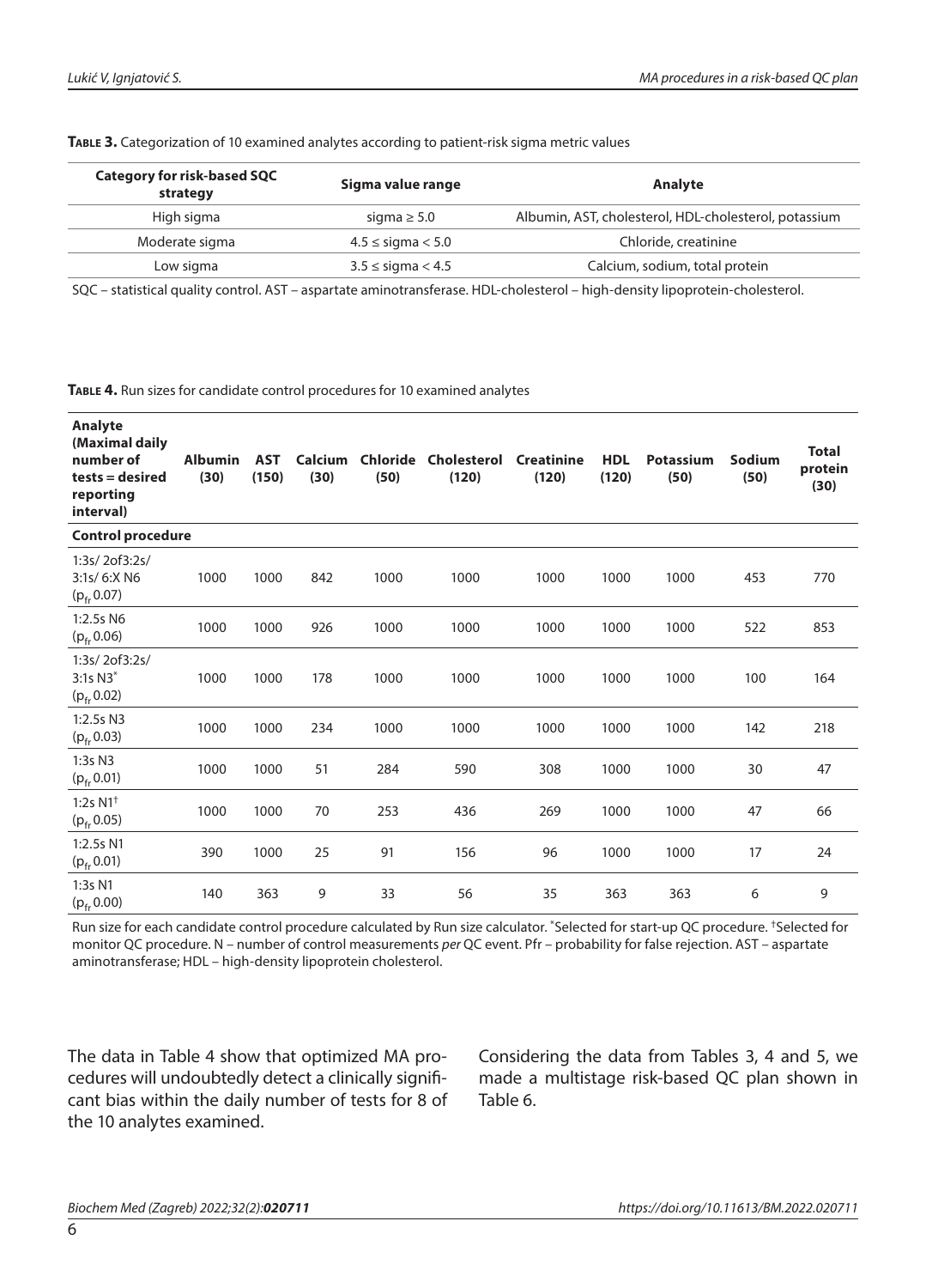**Table 3.** Categorization of 10 examined analytes according to patient-risk sigma metric values

| Category for risk-based SQC strategy | Sigma value range | Analyte |
|---|---|---|
| High sigma | sigma ≥ 5.0 | Albumin, AST, cholesterol, HDL-cholesterol, potassium |
| Moderate sigma | 4.5 ≤ sigma < 5.0 | Chloride, creatinine |
| Low sigma | 3.5 ≤ sigma < 4.5 | Calcium, sodium, total protein |

SQC – statistical quality control. AST – aspartate aminotransferase. HDL-cholesterol – high-density lipoprotein-cholesterol.

**Table 4.** Run sizes for candidate control procedures for 10 examined analytes

| Analyte (Maximal daily number of tests = desired reporting interval) | Albumin (30) | AST (150) | Calcium (30) | Chloride (50) | Cholesterol (120) | Creatinine (120) | HDL (120) | Potassium (50) | Sodium (50) | Total protein (30) |
|---|---|---|---|---|---|---|---|---|---|---|
| **Control procedure** | | | | | | | | | | |
| 1:3s/ 2of3:2s/ 3:1s/ 6:X N6 ($p_{fr}$ 0.07) | 1000 | 1000 | 842 | 1000 | 1000 | 1000 | 1000 | 1000 | 453 | 770 |
| 1:2.5s N6 ($p_{fr}$ 0.06) | 1000 | 1000 | 926 | 1000 | 1000 | 1000 | 1000 | 1000 | 522 | 853 |
| 1:3s/ 2of3:2s/ 3:1s N3* ($p_{fr}$ 0.02) | 1000 | 1000 | 178 | 1000 | 1000 | 1000 | 1000 | 1000 | 100 | 164 |
| 1:2.5s N3 ($p_{fr}$ 0.03) | 1000 | 1000 | 234 | 1000 | 1000 | 1000 | 1000 | 1000 | 142 | 218 |
| 1:3s N3 ($p_{fr}$ 0.01) | 1000 | 1000 | 51 | 284 | 590 | 308 | 1000 | 1000 | 30 | 47 |
| 1:2s N1† ($p_{fr}$ 0.05) | 1000 | 1000 | 70 | 253 | 436 | 269 | 1000 | 1000 | 47 | 66 |
| 1:2.5s N1 ($p_{fr}$ 0.01) | 390 | 1000 | 25 | 91 | 156 | 96 | 1000 | 1000 | 17 | 24 |
| 1:3s N1 ($p_{fr}$ 0.00) | 140 | 363 | 9 | 33 | 56 | 35 | 363 | 363 | 6 | 9 |

Run size for each candidate control procedure calculated by Run size calculator. *Selected for start-up QC procedure. †Selected for monitor QC procedure. N – number of control measurements *per* QC event. Pfr – probability for false rejection. AST – aspartate aminotransferase; HDL – high-density lipoprotein cholesterol.

The data in Table 4 show that optimized MA procedures will undoubtedly detect a clinically significant bias within the daily number of tests for 8 of the 10 analytes examined.

Considering the data from Tables 3, 4 and 5, we made a multistage risk-based QC plan shown in Table 6.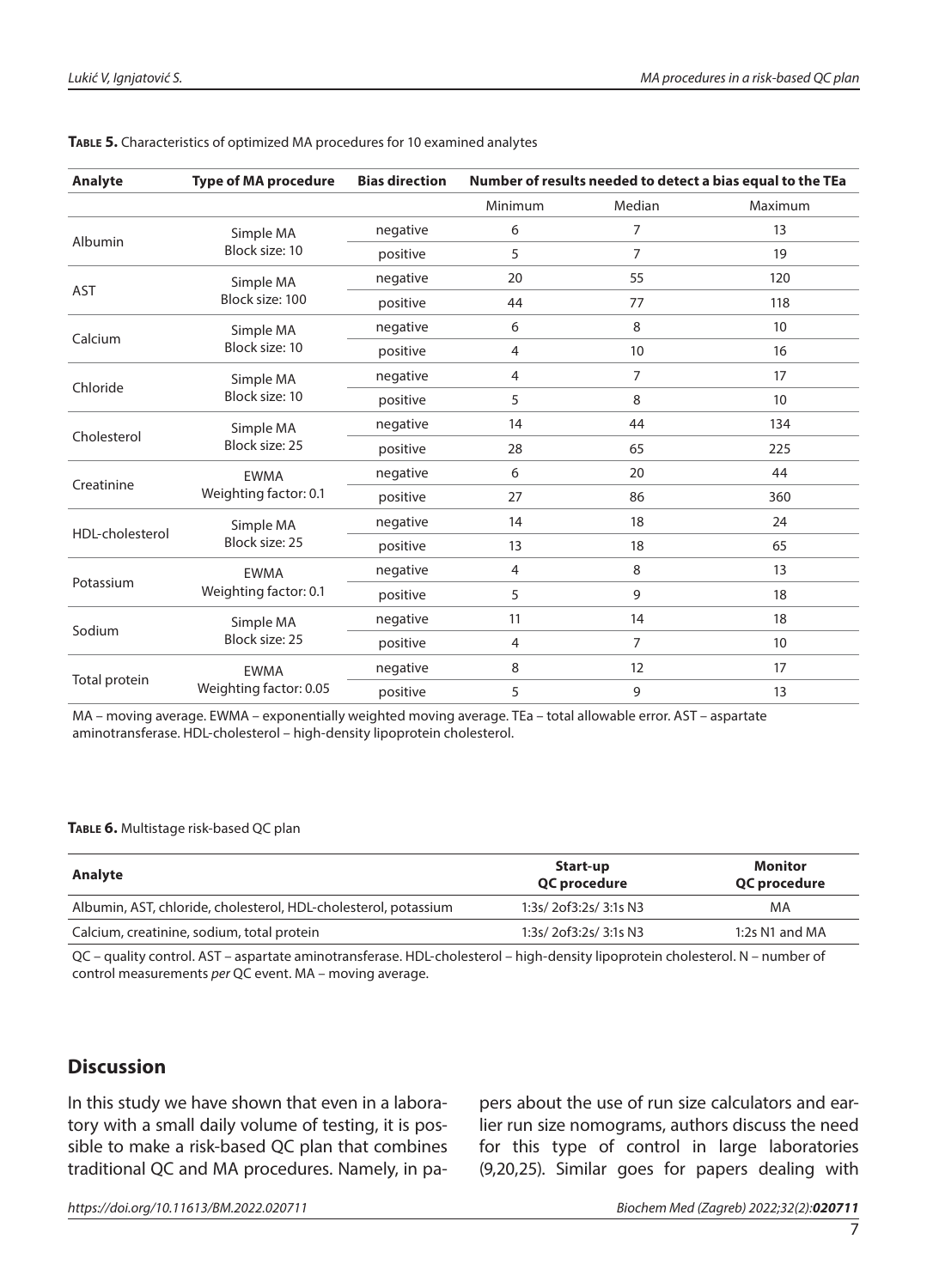**Table 5.** Characteristics of optimized MA procedures for 10 examined analytes

| Analyte | Type of MA procedure | Bias direction | Number of results needed to detect a bias equal to the TEa | | |
|---|---|---|---|---|---|
| | | | Minimum | Median | Maximum |
| Albumin | Simple MA Block size: 10 | negative | 6 | 7 | 13 |
| | | positive | 5 | 7 | 19 |
| AST | Simple MA Block size: 100 | negative | 20 | 55 | 120 |
| | | positive | 44 | 77 | 118 |
| Calcium | Simple MA Block size: 10 | negative | 6 | 8 | 10 |
| | | positive | 4 | 10 | 16 |
| Chloride | Simple MA Block size: 10 | negative | 4 | 7 | 17 |
| | | positive | 5 | 8 | 10 |
| Cholesterol | Simple MA Block size: 25 | negative | 14 | 44 | 134 |
| | | positive | 28 | 65 | 225 |
| Creatinine | EWMA Weighting factor: 0.1 | negative | 6 | 20 | 44 |
| | | positive | 27 | 86 | 360 |
| HDL-cholesterol | Simple MA Block size: 25 | negative | 14 | 18 | 24 |
| | | positive | 13 | 18 | 65 |
| Potassium | EWMA Weighting factor: 0.1 | negative | 4 | 8 | 13 |
| | | positive | 5 | 9 | 18 |
| Sodium | Simple MA Block size: 25 | negative | 11 | 14 | 18 |
| | | positive | 4 | 7 | 10 |
| Total protein | EWMA Weighting factor: 0.05 | negative | 8 | 12 | 17 |
| | | positive | 5 | 9 | 13 |

MA – moving average. EWMA – exponentially weighted moving average. TEa – total allowable error. AST – aspartate aminotransferase. HDL-cholesterol – high-density lipoprotein cholesterol.

**Table 6.** Multistage risk-based QC plan

| Analyte | Start-up QC procedure | Monitor QC procedure |
|---|---|---|
| Albumin, AST, chloride, cholesterol, HDL-cholesterol, potassium | 1:3s/ 2of3:2s/ 3:1s N3 | MA |
| Calcium, creatinine, sodium, total protein | 1:3s/ 2of3:2s/ 3:1s N3 | 1:2s N1 and MA |

QC – quality control. AST – aspartate aminotransferase. HDL-cholesterol – high-density lipoprotein cholesterol. N – number of control measurements *per* QC event. MA – moving average.

## Discussion

In this study we have shown that even in a laboratory with a small daily volume of testing, it is possible to make a risk-based QC plan that combines traditional QC and MA procedures. Namely, in papers about the use of run size calculators and earlier run size nomograms, authors discuss the need for this type of control in large laboratories (9,20,25). Similar goes for papers dealing with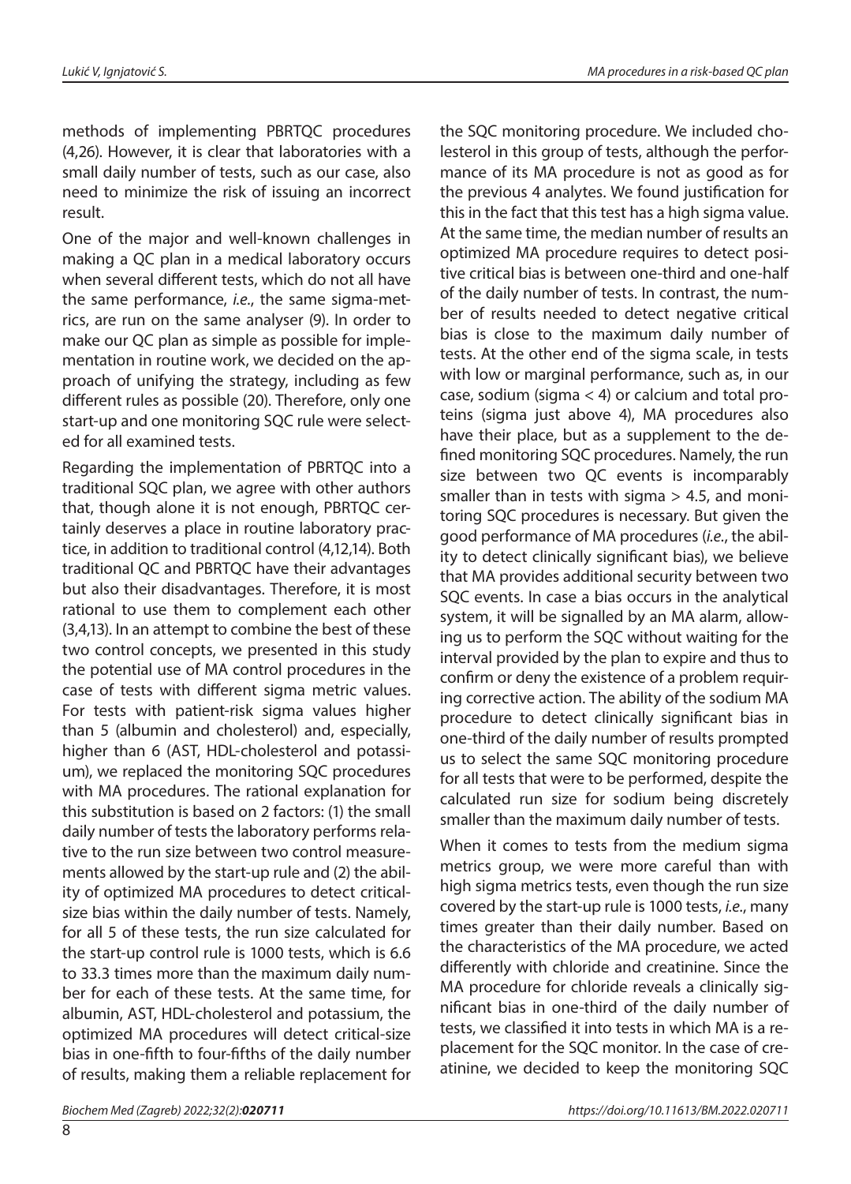methods of implementing PBRTQC procedures (4,26). However, it is clear that laboratories with a small daily number of tests, such as our case, also need to minimize the risk of issuing an incorrect result.

One of the major and well-known challenges in making a QC plan in a medical laboratory occurs when several different tests, which do not all have the same performance, *i.e.*, the same sigma-metrics, are run on the same analyser (9). In order to make our QC plan as simple as possible for implementation in routine work, we decided on the approach of unifying the strategy, including as few different rules as possible (20). Therefore, only one start-up and one monitoring SQC rule were selected for all examined tests.

Regarding the implementation of PBRTQC into a traditional SQC plan, we agree with other authors that, though alone it is not enough, PBRTQC certainly deserves a place in routine laboratory practice, in addition to traditional control (4,12,14). Both traditional QC and PBRTQC have their advantages but also their disadvantages. Therefore, it is most rational to use them to complement each other (3,4,13). In an attempt to combine the best of these two control concepts, we presented in this study the potential use of MA control procedures in the case of tests with different sigma metric values. For tests with patient-risk sigma values higher than 5 (albumin and cholesterol) and, especially, higher than 6 (AST, HDL-cholesterol and potassium), we replaced the monitoring SQC procedures with MA procedures. The rational explanation for this substitution is based on 2 factors: (1) the small daily number of tests the laboratory performs relative to the run size between two control measurements allowed by the start-up rule and (2) the ability of optimized MA procedures to detect critical-size bias within the daily number of tests. Namely, for all 5 of these tests, the run size calculated for the start-up control rule is 1000 tests, which is 6.6 to 33.3 times more than the maximum daily number for each of these tests. At the same time, for albumin, AST, HDL-cholesterol and potassium, the optimized MA procedures will detect critical-size bias in one-fifth to four-fifths of the daily number of results, making them a reliable replacement for the SQC monitoring procedure. We included cholesterol in this group of tests, although the performance of its MA procedure is not as good as for the previous 4 analytes. We found justification for this in the fact that this test has a high sigma value. At the same time, the median number of results an optimized MA procedure requires to detect positive critical bias is between one-third and one-half of the daily number of tests. In contrast, the number of results needed to detect negative critical bias is close to the maximum daily number of tests. At the other end of the sigma scale, in tests with low or marginal performance, such as, in our case, sodium (sigma < 4) or calcium and total proteins (sigma just above 4), MA procedures also have their place, but as a supplement to the defined monitoring SQC procedures. Namely, the run size between two QC events is incomparably smaller than in tests with sigma > 4.5, and monitoring SQC procedures is necessary. But given the good performance of MA procedures (*i.e.*, the ability to detect clinically significant bias), we believe that MA provides additional security between two SQC events. In case a bias occurs in the analytical system, it will be signalled by an MA alarm, allowing us to perform the SQC without waiting for the interval provided by the plan to expire and thus to confirm or deny the existence of a problem requiring corrective action. The ability of the sodium MA procedure to detect clinically significant bias in one-third of the daily number of results prompted us to select the same SQC monitoring procedure for all tests that were to be performed, despite the calculated run size for sodium being discretely smaller than the maximum daily number of tests.

When it comes to tests from the medium sigma metrics group, we were more careful than with high sigma metrics tests, even though the run size covered by the start-up rule is 1000 tests, *i.e.*, many times greater than their daily number. Based on the characteristics of the MA procedure, we acted differently with chloride and creatinine. Since the MA procedure for chloride reveals a clinically significant bias in one-third of the daily number of tests, we classified it into tests in which MA is a replacement for the SQC monitor. In the case of creatinine, we decided to keep the monitoring SQC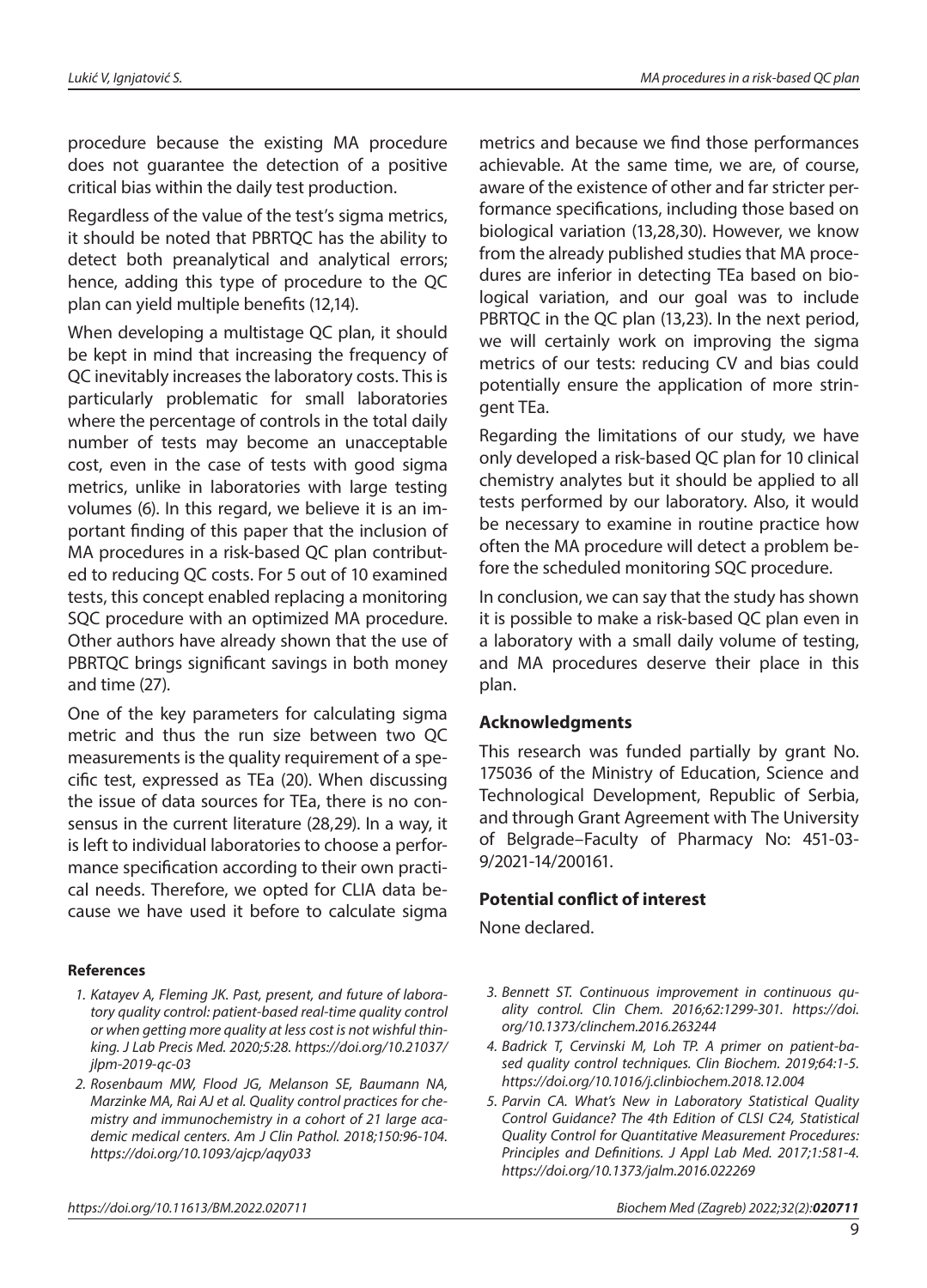procedure because the existing MA procedure does not guarantee the detection of a positive critical bias within the daily test production.

Regardless of the value of the test's sigma metrics, it should be noted that PBRTQC has the ability to detect both preanalytical and analytical errors; hence, adding this type of procedure to the QC plan can yield multiple benefits (12,14).

When developing a multistage QC plan, it should be kept in mind that increasing the frequency of QC inevitably increases the laboratory costs. This is particularly problematic for small laboratories where the percentage of controls in the total daily number of tests may become an unacceptable cost, even in the case of tests with good sigma metrics, unlike in laboratories with large testing volumes (6). In this regard, we believe it is an important finding of this paper that the inclusion of MA procedures in a risk-based QC plan contributed to reducing QC costs. For 5 out of 10 examined tests, this concept enabled replacing a monitoring SQC procedure with an optimized MA procedure. Other authors have already shown that the use of PBRTQC brings significant savings in both money and time (27).

One of the key parameters for calculating sigma metric and thus the run size between two QC measurements is the quality requirement of a specific test, expressed as TEa (20). When discussing the issue of data sources for TEa, there is no consensus in the current literature (28,29). In a way, it is left to individual laboratories to choose a performance specification according to their own practical needs. Therefore, we opted for CLIA data because we have used it before to calculate sigma metrics and because we find those performances achievable. At the same time, we are, of course, aware of the existence of other and far stricter performance specifications, including those based on biological variation (13,28,30). However, we know from the already published studies that MA procedures are inferior in detecting TEa based on biological variation, and our goal was to include PBRTQC in the QC plan (13,23). In the next period, we will certainly work on improving the sigma metrics of our tests: reducing CV and bias could potentially ensure the application of more stringent TEa.

Regarding the limitations of our study, we have only developed a risk-based QC plan for 10 clinical chemistry analytes but it should be applied to all tests performed by our laboratory. Also, it would be necessary to examine in routine practice how often the MA procedure will detect a problem before the scheduled monitoring SQC procedure.

In conclusion, we can say that the study has shown it is possible to make a risk-based QC plan even in a laboratory with a small daily volume of testing, and MA procedures deserve their place in this plan.

## Acknowledgments

This research was funded partially by grant No. 175036 of the Ministry of Education, Science and Technological Development, Republic of Serbia, and through Grant Agreement with The University of Belgrade–Faculty of Pharmacy No: 451-03-9/2021-14/200161.

## Potential conflict of interest

None declared.

## References

1. *Katayev A, Fleming JK. Past, present, and future of laboratory quality control: patient-based real-time quality control or when getting more quality at less cost is not wishful thinking. J Lab Precis Med. 2020;5:28. https://doi.org/10.21037/jlpm-2019-qc-03*
2. *Rosenbaum MW, Flood JG, Melanson SE, Baumann NA, Marzinke MA, Rai AJ et al. Quality control practices for chemistry and immunochemistry in a cohort of 21 large academic medical centers. Am J Clin Pathol. 2018;150:96-104. https://doi.org/10.1093/ajcp/aqy033*
3. *Bennett ST. Continuous improvement in continuous quality control. Clin Chem. 2016;62:1299-301. https://doi.org/10.1373/clinchem.2016.263244*
4. *Badrick T, Cervinski M, Loh TP. A primer on patient-based quality control techniques. Clin Biochem. 2019;64:1-5. https://doi.org/10.1016/j.clinbiochem.2018.12.004*
5. *Parvin CA. What's New in Laboratory Statistical Quality Control Guidance? The 4th Edition of CLSI C24, Statistical Quality Control for Quantitative Measurement Procedures: Principles and Definitions. J Appl Lab Med. 2017;1:581-4. https://doi.org/10.1373/jalm.2016.022269*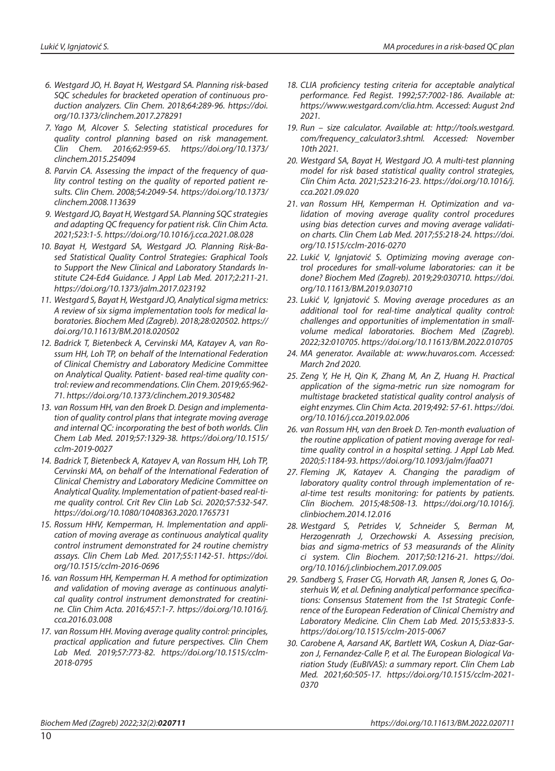6. Westgard JO, H. Bayat H, Westgard SA. Planning risk-based SQC schedules for bracketed operation of continuous production analyzers. Clin Chem. 2018;64:289-96. https://doi.org/10.1373/clinchem.2017.278291
7. Yago M, Alcover S. Selecting statistical procedures for quality control planning based on risk management. Clin Chem. 2016;62:959-65. https://doi.org/10.1373/clinchem.2015.254094
8. Parvin CA. Assessing the impact of the frequency of quality control testing on the quality of reported patient results. Clin Chem. 2008;54:2049-54. https://doi.org/10.1373/clinchem.2008.113639
9. Westgard JO, Bayat H, Westgard SA. Planning SQC strategies and adapting QC frequency for patient risk. Clin Chim Acta. 2021;523:1-5. https://doi.org/10.1016/j.cca.2021.08.028
10. Bayat H, Westgard SA, Westgard JO. Planning Risk-Based Statistical Quality Control Strategies: Graphical Tools to Support the New Clinical and Laboratory Standards Institute C24-Ed4 Guidance. J Appl Lab Med. 2017;2:211-21. https://doi.org/10.1373/jalm.2017.023192
11. Westgard S, Bayat H, Westgard JO, Analytical sigma metrics: A review of six sigma implementation tools for medical laboratories. Biochem Med (Zagreb). 2018;28:020502. https://doi.org/10.11613/BM.2018.020502
12. Badrick T, Bietenbeck A, Cervinski MA, Katayev A, van Rossum HH, Loh TP, on behalf of the International Federation of Clinical Chemistry and Laboratory Medicine Committee on Analytical Quality. Patient- based real-time quality control: review and recommendations. Clin Chem. 2019;65:962-71. https://doi.org/10.1373/clinchem.2019.305482
13. van Rossum HH, van den Broek D. Design and implementation of quality control plans that integrate moving average and internal QC: incorporating the best of both worlds. Clin Chem Lab Med. 2019;57:1329-38. https://doi.org/10.1515/cclm-2019-0027
14. Badrick T, Bietenbeck A, Katayev A, van Rossum HH, Loh TP, Cervinski MA, on behalf of the International Federation of Clinical Chemistry and Laboratory Medicine Committee on Analytical Quality. Implementation of patient-based real-time quality control. Crit Rev Clin Lab Sci. 2020;57:532-547. https://doi.org/10.1080/10408363.2020.1765731
15. Rossum HHV, Kemperman, H. Implementation and application of moving average as continuous analytical quality control instrument demonstrated for 24 routine chemistry assays. Clin Chem Lab Med. 2017;55:1142-51. https://doi.org/10.1515/cclm-2016-0696
16. van Rossum HH, Kemperman H. A method for optimization and validation of moving average as continuous analytical quality control instrument demonstrated for creatinine. Clin Chim Acta. 2016;457:1-7. https://doi.org/10.1016/j.cca.2016.03.008
17. van Rossum HH. Moving average quality control: principles, practical application and future perspectives. Clin Chem Lab Med. 2019;57:773-82. https://doi.org/10.1515/cclm-2018-0795
18. CLIA proficiency testing criteria for acceptable analytical performance. Fed Regist. 1992;57:7002-186. Available at: https://www.westgard.com/clia.htm. Accessed: August 2nd 2021.
19. Run – size calculator. Available at: http://tools.westgard.com/frequency_calculator3.shtml. Accessed: November 10th 2021.
20. Westgard SA, Bayat H, Westgard JO. A multi-test planning model for risk based statistical quality control strategies, Clin Chim Acta. 2021;523:216-23. https://doi.org/10.1016/j.cca.2021.09.020
21. van Rossum HH, Kemperman H. Optimization and validation of moving average quality control procedures using bias detection curves and moving average validation charts. Clin Chem Lab Med. 2017;55:218-24. https://doi.org/10.1515/cclm-2016-0270
22. Lukić V, Ignjatović S. Optimizing moving average control procedures for small-volume laboratories: can it be done? Biochem Med (Zagreb). 2019;29:030710. https://doi.org/10.11613/BM.2019.030710
23. Lukić V, Ignjatović S. Moving average procedures as an additional tool for real-time analytical quality control: challenges and opportunities of implementation in small-volume medical laboratories. Biochem Med (Zagreb). 2022;32:010705. https://doi.org/10.11613/BM.2022.010705
24. MA generator. Available at: www.huvaros.com. Accessed: March 2nd 2020.
25. Zeng Y, He H, Qin K, Zhang M, An Z, Huang H. Practical application of the sigma-metric run size nomogram for multistage bracketed statistical quality control analysis of eight enzymes. Clin Chim Acta. 2019;492: 57-61. https://doi.org/10.1016/j.cca.2019.02.006
26. van Rossum HH, van den Broek D. Ten-month evaluation of the routine application of patient moving average for real-time quality control in a hospital setting. J Appl Lab Med. 2020;5:1184-93. https://doi.org/10.1093/jalm/jfaa071
27. Fleming JK, Katayev A. Changing the paradigm of laboratory quality control through implementation of real-time test results monitoring: for patients by patients. Clin Biochem. 2015;48:508-13. https://doi.org/10.1016/j.clinbiochem.2014.12.016
28. Westgard S, Petrides V, Schneider S, Berman M, Herzogenrath J, Orzechowski A. Assessing precision, bias and sigma-metrics of 53 measurands of the Alinity ci system. Clin Biochem. 2017;50:1216-21. https://doi.org/10.1016/j.clinbiochem.2017.09.005
29. Sandberg S, Fraser CG, Horvath AR, Jansen R, Jones G, Oosterhuis W, et al. Defining analytical performance specifications: Consensus Statement from the 1st Strategic Conference of the European Federation of Clinical Chemistry and Laboratory Medicine. Clin Chem Lab Med. 2015;53:833-5. https://doi.org/10.1515/cclm-2015-0067
30. Carobene A, Aarsand AK, Bartlett WA, Coskun A, Diaz-Garzon J, Fernandez-Calle P, et al. The European Biological Variation Study (EuBIVAS): a summary report. Clin Chem Lab Med. 2021;60:505-17. https://doi.org/10.1515/cclm-2021-0370